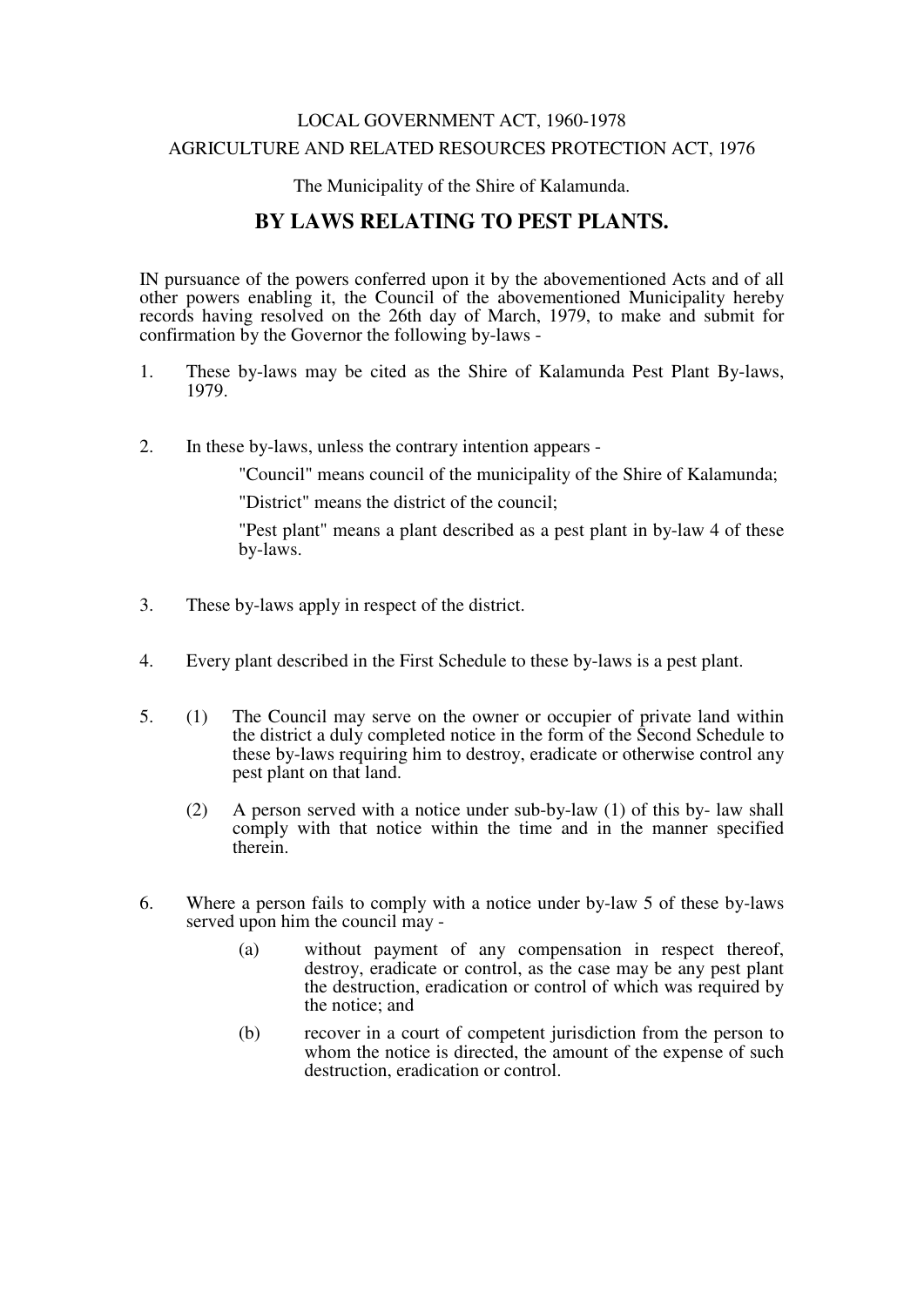LOCAL GOVERNMENT ACT, 1960-1978

AGRICULTURE AND RELATED RESOURCES PROTECTION ACT, 1976

The Municipality of the Shire of Kalamunda.

# BY LAWS RELATING TO PEST PLANTS.

IN pursuance of the powers conferred upon it by the abovementioned Acts and of all other powers enabling it, the Council of the abovementioned Municipality hereby records having resolved on the 26th day of March, 1979, to make and submit for confirmation by the Governor the following by-laws -

1. These by-laws may be cited as the Shire of Kalamunda Pest Plant By-laws, 1979.

2. In these by-laws, unless the contrary intention appears -

   "Council" means council of the municipality of the Shire of Kalamunda;

   "District" means the district of the council;

   "Pest plant" means a plant described as a pest plant in by-law 4 of these by-laws.

3. These by-laws apply in respect of the district.

4. Every plant described in the First Schedule to these by-laws is a pest plant.

5. (1) The Council may serve on the owner or occupier of private land within the district a duly completed notice in the form of the Second Schedule to these by-laws requiring him to destroy, eradicate or otherwise control any pest plant on that land.

   (2) A person served with a notice under sub-by-law (1) of this by- law shall comply with that notice within the time and in the manner specified therein.

6. Where a person fails to comply with a notice under by-law 5 of these by-laws served upon him the council may -

   (a) without payment of any compensation in respect thereof, destroy, eradicate or control, as the case may be any pest plant the destruction, eradication or control of which was required by the notice; and

   (b) recover in a court of competent jurisdiction from the person to whom the notice is directed, the amount of the expense of such destruction, eradication or control.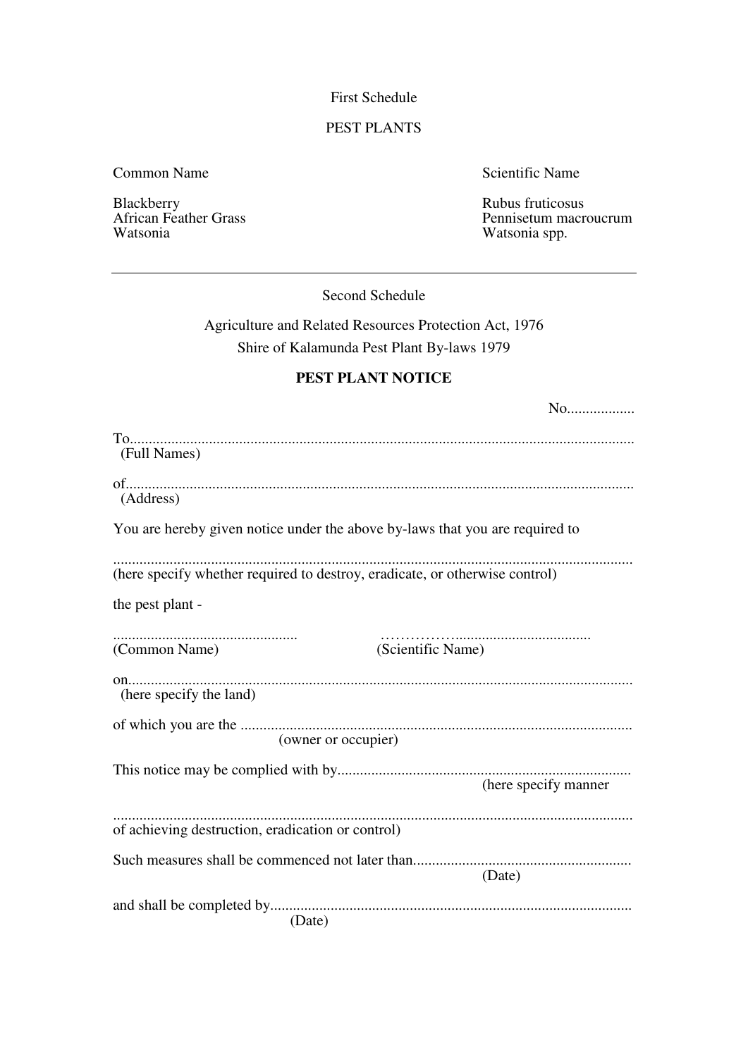First Schedule

PEST PLANTS

| Common Name | Scientific Name |
| --- | --- |
| Blackberry | Rubus fruticosus |
| African Feather Grass | Pennisetum macroucrum |
| Watsonia | Watsonia spp. |

---

Second Schedule

Agriculture and Related Resources Protection Act, 1976

Shire of Kalamunda Pest Plant By-laws 1979

**PEST PLANT NOTICE**

No..................

To.....................................................................................................................................
(Full Names)

of.....................................................................................................................................
(Address)

You are hereby given notice under the above by-laws that you are required to

.........................................................................................................................................
(here specify whether required to destroy, eradicate, or otherwise control)

the pest plant -

................................................. ………………....................................
(Common Name) (Scientific Name)

on....................................................................................................................................
(here specify the land)

of which you are the .......................................................................................................
(owner or occupier)

This notice may be complied with by.............................................................................
(here specify manner

.........................................................................................................................................
of achieving destruction, eradication or control)

Such measures shall be commenced not later than.........................................................
(Date)

and shall be completed by...............................................................................................
(Date)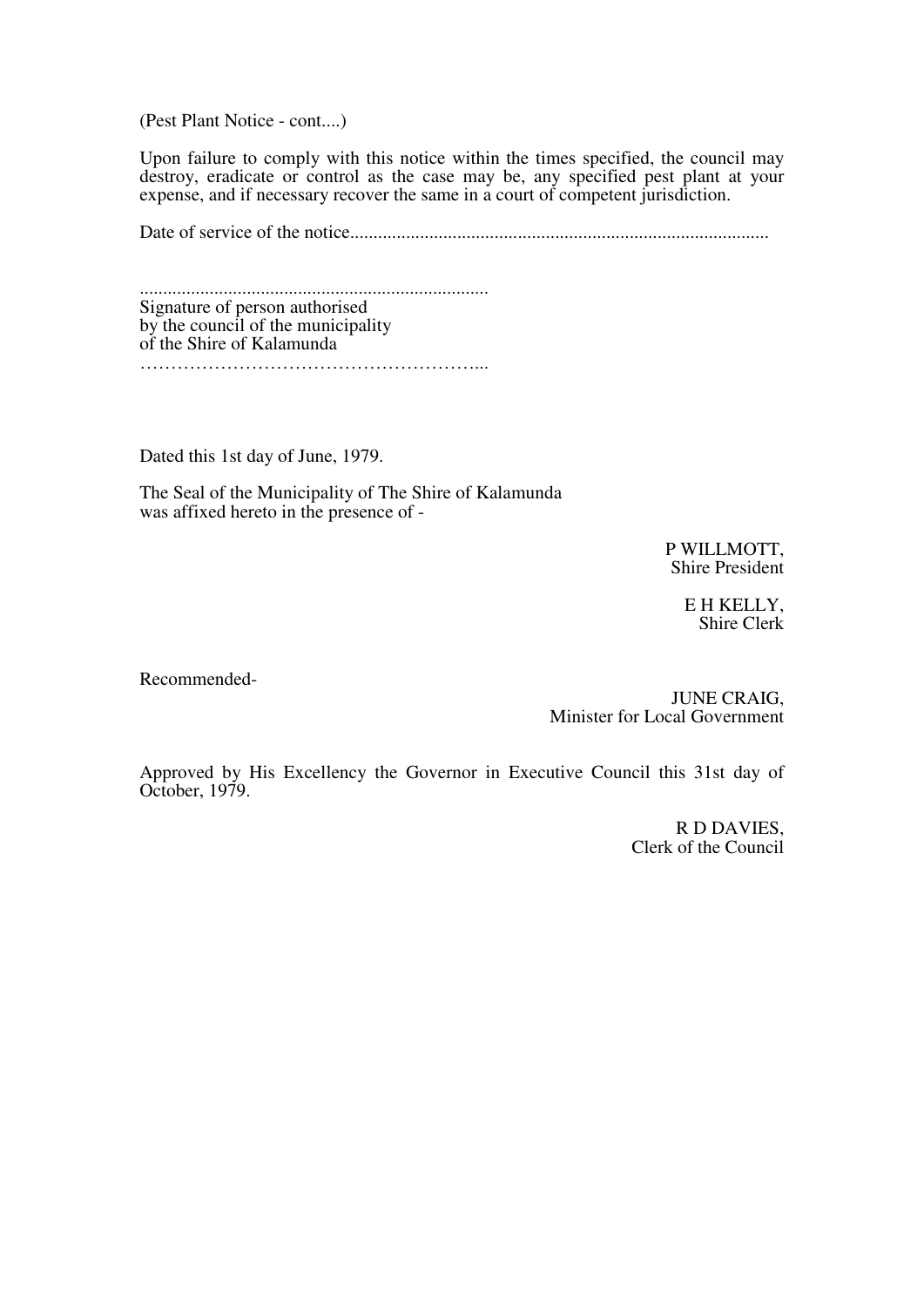(Pest Plant Notice - cont....)

Upon failure to comply with this notice within the times specified, the council may destroy, eradicate or control as the case may be, any specified pest plant at your expense, and if necessary recover the same in a court of competent jurisdiction.

Date of service of the notice.........................................................................................

..........................................................................
Signature of person authorised
by the council of the municipality
of the Shire of Kalamunda
………………………………………………...

Dated this 1st day of June, 1979.

The Seal of the Municipality of The Shire of Kalamunda
was affixed hereto in the presence of -

P WILLMOTT,
Shire President

E H KELLY,
Shire Clerk

Recommended-

JUNE CRAIG,
Minister for Local Government

Approved by His Excellency the Governor in Executive Council this 31st day of October, 1979.

R D DAVIES,
Clerk of the Council